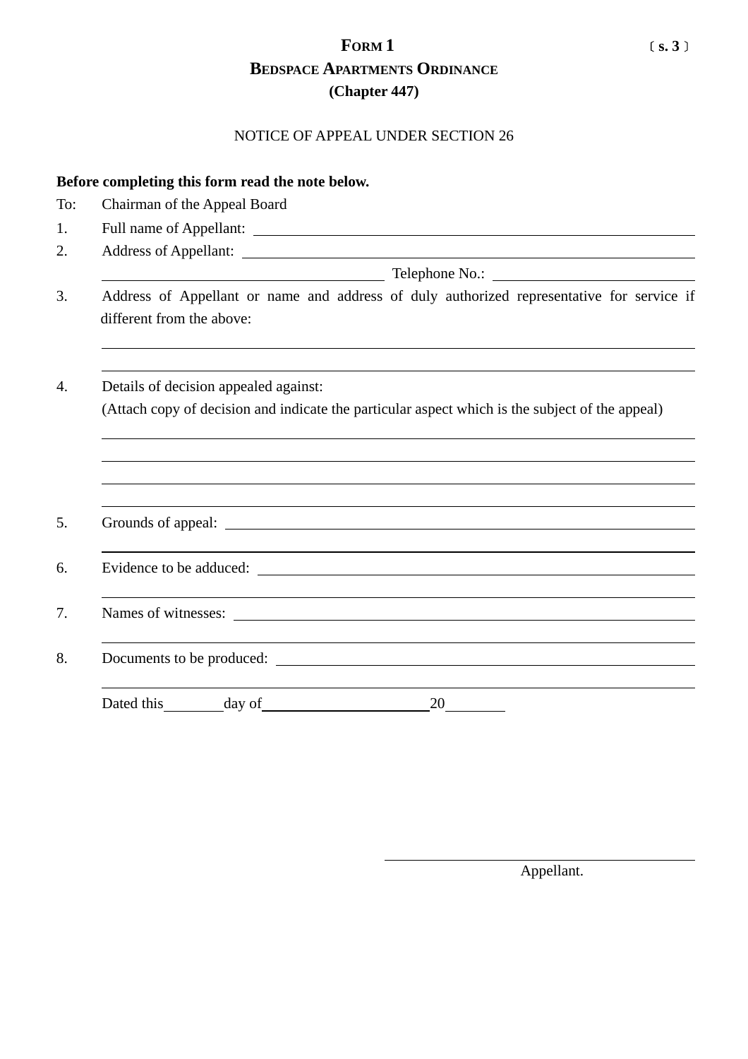# FORM 1

〔s. 3〕

## BEDSPACE APARTMENTS ORDINANCE

## (Chapter 447)

NOTICE OF APPEAL UNDER SECTION 26

**Before completing this form read the note below.**

To: Chairman of the Appeal Board

1. Full name of Appellant: ____________________________________________

2. Address of Appellant: ____________________________________________

   ______________________________ Telephone No.: ______________________

3. Address of Appellant or name and address of duly authorized representative for service if different from the above:

   ____________________________________________________________________

   ____________________________________________________________________

4. Details of decision appealed against:

   (Attach copy of decision and indicate the particular aspect which is the subject of the appeal)

   ____________________________________________________________________

   ____________________________________________________________________

   ____________________________________________________________________

   ____________________________________________________________________

5. Grounds of appeal: ____________________________________________

   ____________________________________________________________________

6. Evidence to be adduced: ____________________________________________

   ____________________________________________________________________

7. Names of witnesses: ____________________________________________

   ____________________________________________________________________

8. Documents to be produced: ____________________________________________

   ____________________________________________________________________

Dated this ________ day of ______________________ 20 ________

______________________________

Appellant.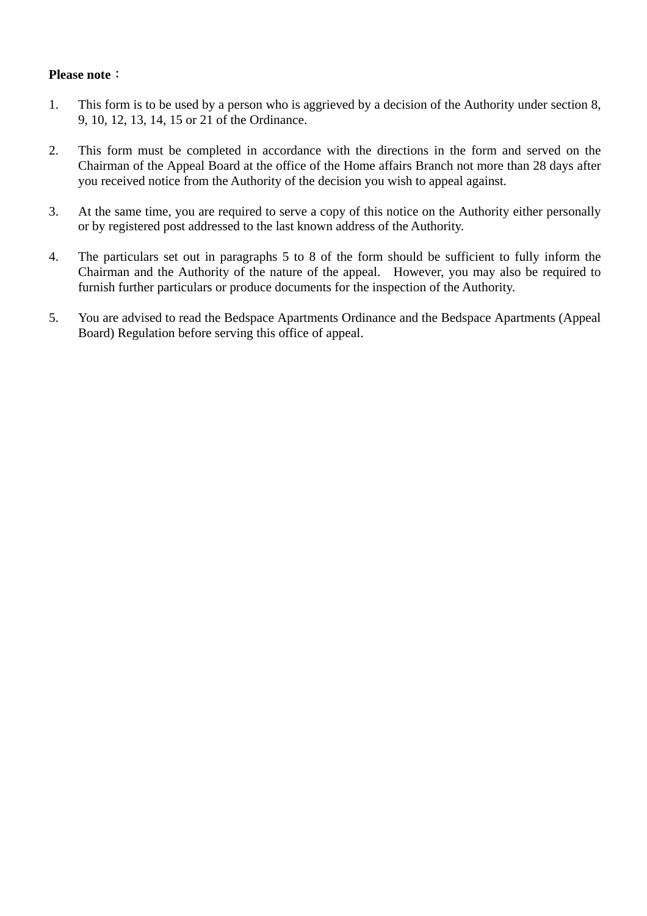**Please note：**

1. This form is to be used by a person who is aggrieved by a decision of the Authority under section 8, 9, 10, 12, 13, 14, 15 or 21 of the Ordinance.

2. This form must be completed in accordance with the directions in the form and served on the Chairman of the Appeal Board at the office of the Home affairs Branch not more than 28 days after you received notice from the Authority of the decision you wish to appeal against.

3. At the same time, you are required to serve a copy of this notice on the Authority either personally or by registered post addressed to the last known address of the Authority.

4. The particulars set out in paragraphs 5 to 8 of the form should be sufficient to fully inform the Chairman and the Authority of the nature of the appeal. However, you may also be required to furnish further particulars or produce documents for the inspection of the Authority.

5. You are advised to read the Bedspace Apartments Ordinance and the Bedspace Apartments (Appeal Board) Regulation before serving this office of appeal.